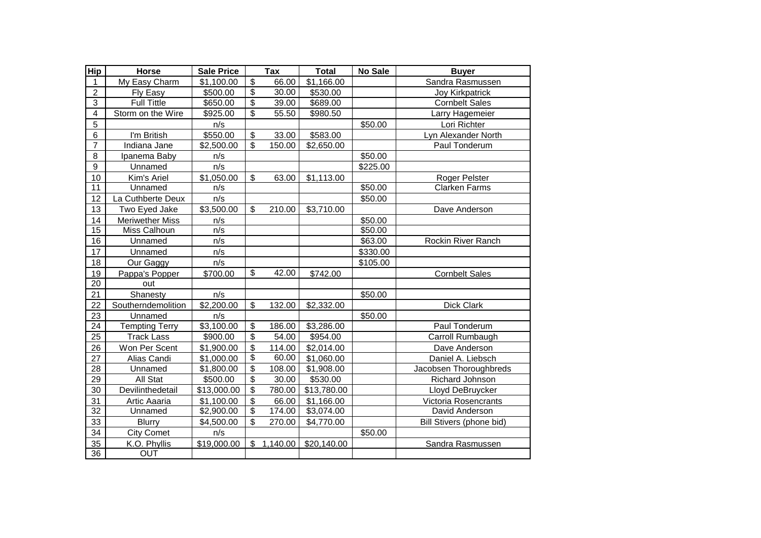| Hip | Horse | Sale Price | Tax | Total | No Sale | Buyer |
|---|---|---|---|---|---|---|
| 1 | My Easy Charm | $1,100.00 | $ 66.00 | $1,166.00 | | Sandra Rasmussen |
| 2 | Fly Easy | $500.00 | $ 30.00 | $530.00 | | Joy Kirkpatrick |
| 3 | Full Tittle | $650.00 | $ 39.00 | $689.00 | | Cornbelt Sales |
| 4 | Storm on the Wire | $925.00 | $ 55.50 | $980.50 | | Larry Hagemeier |
| 5 | | n/s | | | $50.00 | Lori Richter |
| 6 | I'm British | $550.00 | $ 33.00 | $583.00 | | Lyn Alexander North |
| 7 | Indiana Jane | $2,500.00 | $ 150.00 | $2,650.00 | | Paul Tonderum |
| 8 | Ipanema Baby | n/s | | | $50.00 | |
| 9 | Unnamed | n/s | | | $225.00 | |
| 10 | Kim's Ariel | $1,050.00 | $ 63.00 | $1,113.00 | | Roger Pelster |
| 11 | Unnamed | n/s | | | $50.00 | Clarken Farms |
| 12 | La Cuthberte Deux | n/s | | | $50.00 | |
| 13 | Two Eyed Jake | $3,500.00 | $ 210.00 | $3,710.00 | | Dave Anderson |
| 14 | Meriwether Miss | n/s | | | $50.00 | |
| 15 | Miss Calhoun | n/s | | | $50.00 | |
| 16 | Unnamed | n/s | | | $63.00 | Rockin River Ranch |
| 17 | Unnamed | n/s | | | $330.00 | |
| 18 | Our Gaggy | n/s | | | $105.00 | |
| 19 | Pappa's Popper | $700.00 | $ 42.00 | $742.00 | | Cornbelt Sales |
| 20 | out | | | | | |
| 21 | Shanesty | n/s | | | $50.00 | |
| 22 | Southerndemolition | $2,200.00 | $ 132.00 | $2,332.00 | | Dick Clark |
| 23 | Unnamed | n/s | | | $50.00 | |
| 24 | Tempting Terry | $3,100.00 | $ 186.00 | $3,286.00 | | Paul Tonderum |
| 25 | Track Lass | $900.00 | $ 54.00 | $954.00 | | Carroll Rumbaugh |
| 26 | Won Per Scent | $1,900.00 | $ 114.00 | $2,014.00 | | Dave Anderson |
| 27 | Alias Candi | $1,000.00 | $ 60.00 | $1,060.00 | | Daniel A. Liebsch |
| 28 | Unnamed | $1,800.00 | $ 108.00 | $1,908.00 | | Jacobsen Thoroughbreds |
| 29 | All Stat | $500.00 | $ 30.00 | $530.00 | | Richard Johnson |
| 30 | Devilinthedetail | $13,000.00 | $ 780.00 | $13,780.00 | | Lloyd DeBruycker |
| 31 | Artic Aaaria | $1,100.00 | $ 66.00 | $1,166.00 | | Victoria Rosencrants |
| 32 | Unnamed | $2,900.00 | $ 174.00 | $3,074.00 | | David Anderson |
| 33 | Blurry | $4,500.00 | $ 270.00 | $4,770.00 | | Bill Stivers (phone bid) |
| 34 | City Comet | n/s | | | $50.00 | |
| 35 | K.O. Phyllis | $19,000.00 | $ 1,140.00 | $20,140.00 | | Sandra Rasmussen |
| 36 | OUT | | | | | |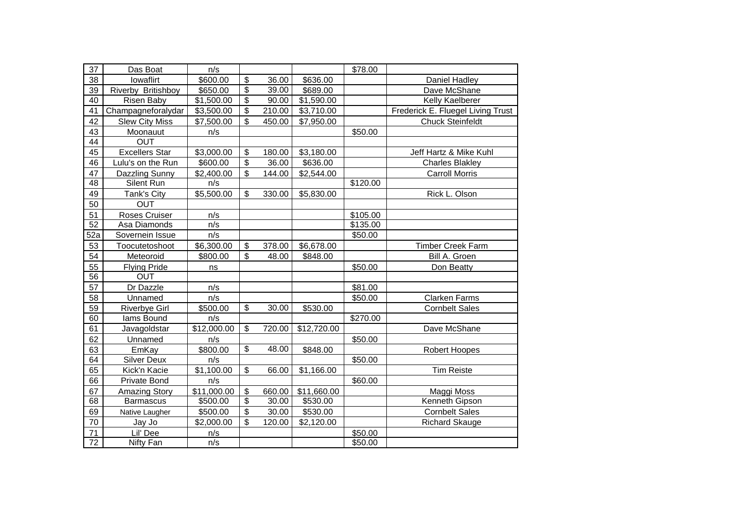| | | | | | | |
|---|---|---|---|---|---|---|
| 37 | Das Boat | n/s | | | $78.00 | |
| 38 | Iowaflirt | $600.00 | $ 36.00 | $636.00 | | Daniel Hadley |
| 39 | Riverby Britishboy | $650.00 | $ 39.00 | $689.00 | | Dave McShane |
| 40 | Risen Baby | $1,500.00 | $ 90.00 | $1,590.00 | | Kelly Kaelberer |
| 41 | Champagneforalydar | $3,500.00 | $ 210.00 | $3,710.00 | | Frederick E. Fluegel Living Trust |
| 42 | Slew City Miss | $7,500.00 | $ 450.00 | $7,950.00 | | Chuck Steinfeldt |
| 43 | Moonauut | n/s | | | $50.00 | |
| 44 | OUT | | | | | |
| 45 | Excellers Star | $3,000.00 | $ 180.00 | $3,180.00 | | Jeff Hartz & Mike Kuhl |
| 46 | Lulu's on the Run | $600.00 | $ 36.00 | $636.00 | | Charles Blakley |
| 47 | Dazzling Sunny | $2,400.00 | $ 144.00 | $2,544.00 | | Carroll Morris |
| 48 | Silent Run | n/s | | | $120.00 | |
| 49 | Tank's City | $5,500.00 | $ 330.00 | $5,830.00 | | Rick L. Olson |
| 50 | OUT | | | | | |
| 51 | Roses Cruiser | n/s | | | $105.00 | |
| 52 | Asa Diamonds | n/s | | | $135.00 | |
| 52a | Sovernein Issue | n/s | | | $50.00 | |
| 53 | Toocutetoshoot | $6,300.00 | $ 378.00 | $6,678.00 | | Timber Creek Farm |
| 54 | Meteoroid | $800.00 | $ 48.00 | $848.00 | | Bill A. Groen |
| 55 | Flying Pride | ns | | | $50.00 | Don Beatty |
| 56 | OUT | | | | | |
| 57 | Dr Dazzle | n/s | | | $81.00 | |
| 58 | Unnamed | n/s | | | $50.00 | Clarken Farms |
| 59 | Riverbye Girl | $500.00 | $ 30.00 | $530.00 | | Cornbelt Sales |
| 60 | Iams Bound | n/s | | | $270.00 | |
| 61 | Javagoldstar | $12,000.00 | $ 720.00 | $12,720.00 | | Dave McShane |
| 62 | Unnamed | n/s | | | $50.00 | |
| 63 | EmKay | $800.00 | $ 48.00 | $848.00 | | Robert Hoopes |
| 64 | Silver Deux | n/s | | | $50.00 | |
| 65 | Kick'n Kacie | $1,100.00 | $ 66.00 | $1,166.00 | | Tim Reiste |
| 66 | Private Bond | n/s | | | $60.00 | |
| 67 | Amazing Story | $11,000.00 | $ 660.00 | $11,660.00 | | Maggi Moss |
| 68 | Barmascus | $500.00 | $ 30.00 | $530.00 | | Kenneth Gipson |
| 69 | Native Laugher | $500.00 | $ 30.00 | $530.00 | | Cornbelt Sales |
| 70 | Jay Jo | $2,000.00 | $ 120.00 | $2,120.00 | | Richard Skauge |
| 71 | Lil' Dee | n/s | | | $50.00 | |
| 72 | Nifty Fan | n/s | | | $50.00 | |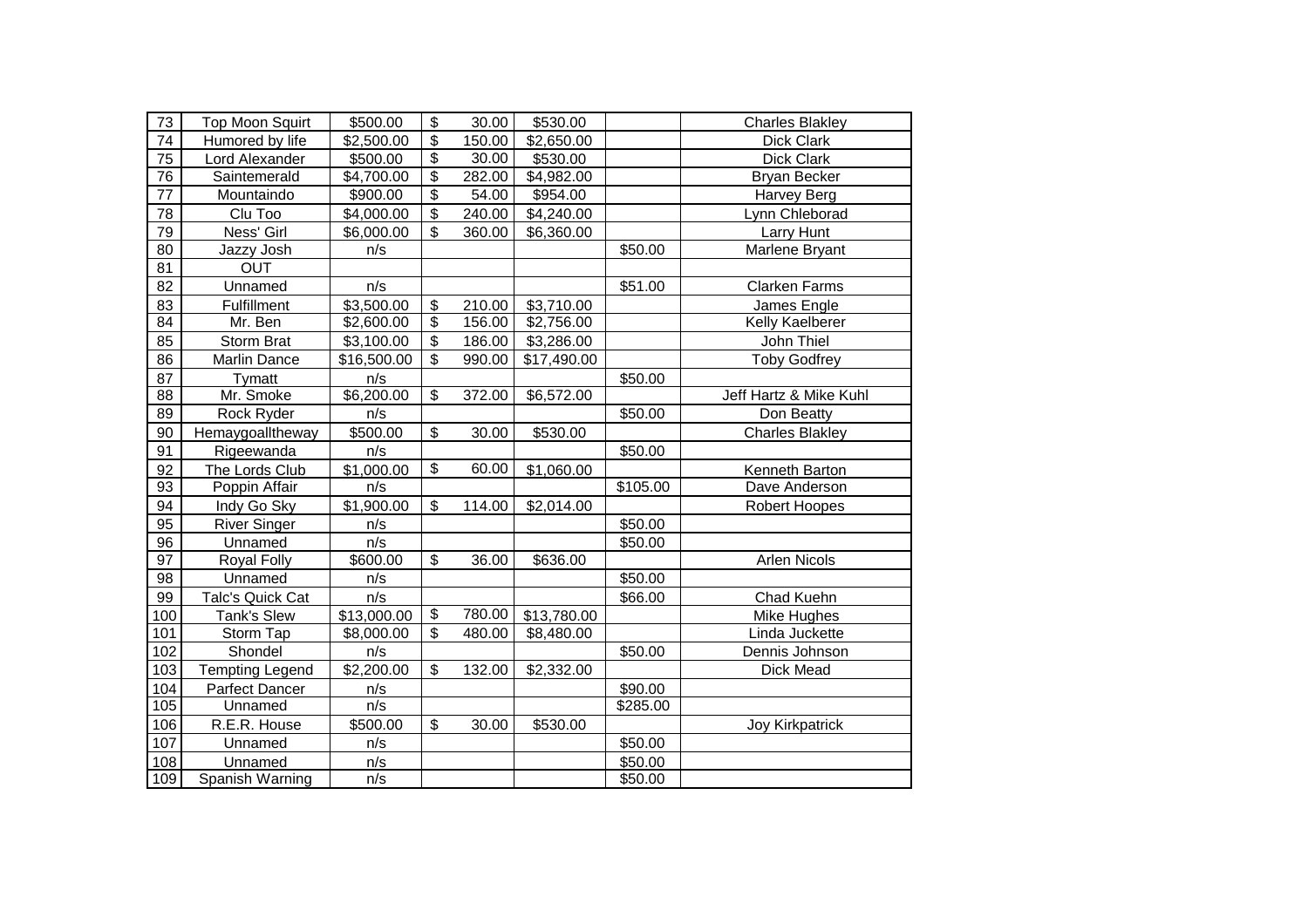| | | | | | | |
|---|---|---|---|---|---|---|
| 73 | Top Moon Squirt | $500.00 | $ 30.00 | $530.00 | | Charles Blakley |
| 74 | Humored by life | $2,500.00 | $ 150.00 | $2,650.00 | | Dick Clark |
| 75 | Lord Alexander | $500.00 | $ 30.00 | $530.00 | | Dick Clark |
| 76 | Saintemerald | $4,700.00 | $ 282.00 | $4,982.00 | | Bryan Becker |
| 77 | Mountaindo | $900.00 | $ 54.00 | $954.00 | | Harvey Berg |
| 78 | Clu Too | $4,000.00 | $ 240.00 | $4,240.00 | | Lynn Chleborad |
| 79 | Ness' Girl | $6,000.00 | $ 360.00 | $6,360.00 | | Larry Hunt |
| 80 | Jazzy Josh | n/s | | | $50.00 | Marlene Bryant |
| 81 | OUT | | | | | |
| 82 | Unnamed | n/s | | | $51.00 | Clarken Farms |
| 83 | Fulfillment | $3,500.00 | $ 210.00 | $3,710.00 | | James Engle |
| 84 | Mr. Ben | $2,600.00 | $ 156.00 | $2,756.00 | | Kelly Kaelberer |
| 85 | Storm Brat | $3,100.00 | $ 186.00 | $3,286.00 | | John Thiel |
| 86 | Marlin Dance | $16,500.00 | $ 990.00 | $17,490.00 | | Toby Godfrey |
| 87 | Tymatt | n/s | | | $50.00 | |
| 88 | Mr. Smoke | $6,200.00 | $ 372.00 | $6,572.00 | | Jeff Hartz & Mike Kuhl |
| 89 | Rock Ryder | n/s | | | $50.00 | Don Beatty |
| 90 | Hemaygoalltheway | $500.00 | $ 30.00 | $530.00 | | Charles Blakley |
| 91 | Rigeewanda | n/s | | | $50.00 | |
| 92 | The Lords Club | $1,000.00 | $ 60.00 | $1,060.00 | | Kenneth Barton |
| 93 | Poppin Affair | n/s | | | $105.00 | Dave Anderson |
| 94 | Indy Go Sky | $1,900.00 | $ 114.00 | $2,014.00 | | Robert Hoopes |
| 95 | River Singer | n/s | | | $50.00 | |
| 96 | Unnamed | n/s | | | $50.00 | |
| 97 | Royal Folly | $600.00 | $ 36.00 | $636.00 | | Arlen Nicols |
| 98 | Unnamed | n/s | | | $50.00 | |
| 99 | Talc's Quick Cat | n/s | | | $66.00 | Chad Kuehn |
| 100 | Tank's Slew | $13,000.00 | $ 780.00 | $13,780.00 | | Mike Hughes |
| 101 | Storm Tap | $8,000.00 | $ 480.00 | $8,480.00 | | Linda Juckette |
| 102 | Shondel | n/s | | | $50.00 | Dennis Johnson |
| 103 | Tempting Legend | $2,200.00 | $ 132.00 | $2,332.00 | | Dick Mead |
| 104 | Parfect Dancer | n/s | | | $90.00 | |
| 105 | Unnamed | n/s | | | $285.00 | |
| 106 | R.E.R. House | $500.00 | $ 30.00 | $530.00 | | Joy Kirkpatrick |
| 107 | Unnamed | n/s | | | $50.00 | |
| 108 | Unnamed | n/s | | | $50.00 | |
| 109 | Spanish Warning | n/s | | | $50.00 | |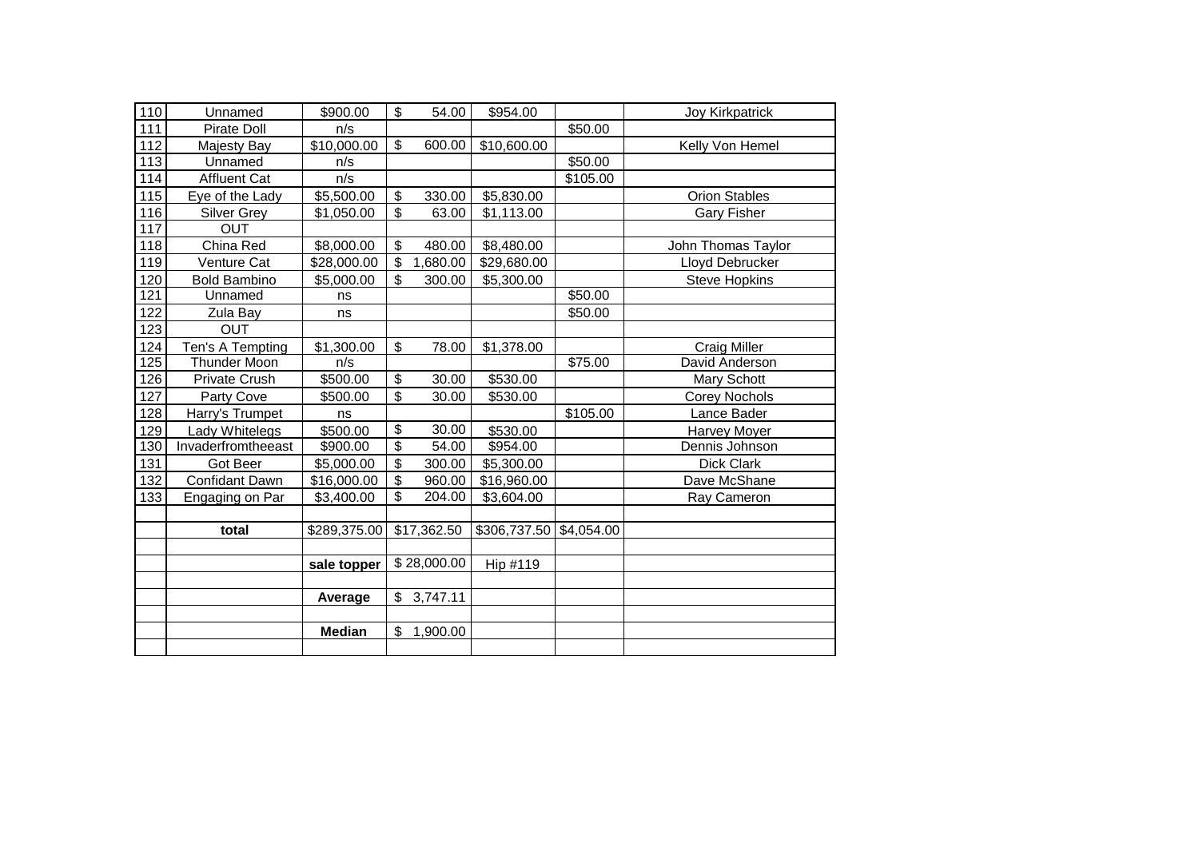| | | | | | | |
|---|---|---|---|---|---|---|
| 110 | Unnamed | $900.00 | $ 54.00 | $954.00 | | Joy Kirkpatrick |
| 111 | Pirate Doll | n/s | | | $50.00 | |
| 112 | Majesty Bay | $10,000.00 | $ 600.00 | $10,600.00 | | Kelly Von Hemel |
| 113 | Unnamed | n/s | | | $50.00 | |
| 114 | Affluent Cat | n/s | | | $105.00 | |
| 115 | Eye of the Lady | $5,500.00 | $ 330.00 | $5,830.00 | | Orion Stables |
| 116 | Silver Grey | $1,050.00 | $ 63.00 | $1,113.00 | | Gary Fisher |
| 117 | OUT | | | | | |
| 118 | China Red | $8,000.00 | $ 480.00 | $8,480.00 | | John Thomas Taylor |
| 119 | Venture Cat | $28,000.00 | $ 1,680.00 | $29,680.00 | | Lloyd Debrucker |
| 120 | Bold Bambino | $5,000.00 | $ 300.00 | $5,300.00 | | Steve Hopkins |
| 121 | Unnamed | ns | | | $50.00 | |
| 122 | Zula Bay | ns | | | $50.00 | |
| 123 | OUT | | | | | |
| 124 | Ten's A Tempting | $1,300.00 | $ 78.00 | $1,378.00 | | Craig Miller |
| 125 | Thunder Moon | n/s | | | $75.00 | David Anderson |
| 126 | Private Crush | $500.00 | $ 30.00 | $530.00 | | Mary Schott |
| 127 | Party Cove | $500.00 | $ 30.00 | $530.00 | | Corey Nochols |
| 128 | Harry's Trumpet | ns | | | $105.00 | Lance Bader |
| 129 | Lady Whitelegs | $500.00 | $ 30.00 | $530.00 | | Harvey Moyer |
| 130 | Invaderfromtheeast | $900.00 | $ 54.00 | $954.00 | | Dennis Johnson |
| 131 | Got Beer | $5,000.00 | $ 300.00 | $5,300.00 | | Dick Clark |
| 132 | Confidant Dawn | $16,000.00 | $ 960.00 | $16,960.00 | | Dave McShane |
| 133 | Engaging on Par | $3,400.00 | $ 204.00 | $3,604.00 | | Ray Cameron |
| | | | | | | |
| | **total** | $289,375.00 | $17,362.50 | $306,737.50 | $4,054.00 | |
| | | | | | | |
| | | **sale topper** | $ 28,000.00 | Hip #119 | | |
| | | | | | | |
| | | **Average** | $ 3,747.11 | | | |
| | | | | | | |
| | | **Median** | $ 1,900.00 | | | |
| | | | | | | |